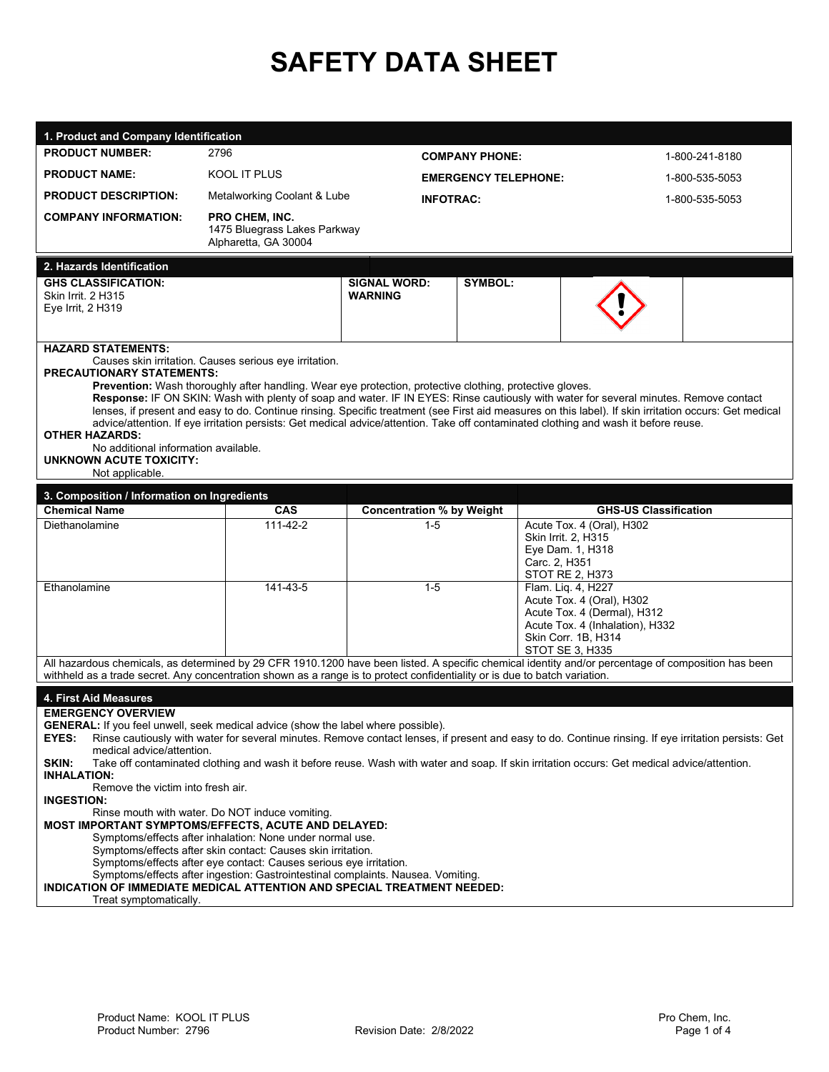# SAFETY DATA SHEET

## 1. Product and Company Identification

| | | | |
|---|---|---|---|
| **PRODUCT NUMBER:** | 2796 | **COMPANY PHONE:** | 1-800-241-8180 |
| **PRODUCT NAME:** | KOOL IT PLUS | **EMERGENCY TELEPHONE:** | 1-800-535-5053 |
| **PRODUCT DESCRIPTION:** | Metalworking Coolant & Lube | **INFOTRAC:** | 1-800-535-5053 |
| **COMPANY INFORMATION:** | **PRO CHEM, INC.**<br>1475 Bluegrass Lakes Parkway<br>Alpharetta, GA 30004 | | |

## 2. Hazards Identification

| **GHS CLASSIFICATION:** | **SIGNAL WORD:** | **SYMBOL:** |
|---|---|---|
| Skin Irrit. 2 H315<br>Eye Irrit, 2 H319 | **WARNING** | |

**HAZARD STATEMENTS:**

Causes skin irritation. Causes serious eye irritation.

**PRECAUTIONARY STATEMENTS:**

**Prevention:** Wash thoroughly after handling. Wear eye protection, protective clothing, protective gloves.

**Response:** IF ON SKIN: Wash with plenty of soap and water. IF IN EYES: Rinse cautiously with water for several minutes. Remove contact lenses, if present and easy to do. Continue rinsing. Specific treatment (see First aid measures on this label). If skin irritation occurs: Get medical advice/attention. If eye irritation persists: Get medical advice/attention. Take off contaminated clothing and wash it before reuse.

**OTHER HAZARDS:**

No additional information available.

**UNKNOWN ACUTE TOXICITY:**

Not applicable.

## 3. Composition / Information on Ingredients

| Chemical Name | CAS | Concentration % by Weight | GHS-US Classification |
|---|---|---|---|
| Diethanolamine | 111-42-2 | 1-5 | Acute Tox. 4 (Oral), H302<br>Skin Irrit. 2, H315<br>Eye Dam. 1, H318<br>Carc. 2, H351<br>STOT RE 2, H373 |
| Ethanolamine | 141-43-5 | 1-5 | Flam. Liq. 4, H227<br>Acute Tox. 4 (Oral), H302<br>Acute Tox. 4 (Dermal), H312<br>Acute Tox. 4 (Inhalation), H332<br>Skin Corr. 1B, H314<br>STOT SE 3, H335 |

All hazardous chemicals, as determined by 29 CFR 1910.1200 have been listed. A specific chemical identity and/or percentage of composition has been withheld as a trade secret. Any concentration shown as a range is to protect confidentiality or is due to batch variation.

## 4. First Aid Measures

**EMERGENCY OVERVIEW**

**GENERAL:** If you feel unwell, seek medical advice (show the label where possible).

**EYES:** Rinse cautiously with water for several minutes. Remove contact lenses, if present and easy to do. Continue rinsing. If eye irritation persists: Get medical advice/attention.

**SKIN:** Take off contaminated clothing and wash it before reuse. Wash with water and soap. If skin irritation occurs: Get medical advice/attention.

**INHALATION:**

Remove the victim into fresh air.

**INGESTION:**

Rinse mouth with water. Do NOT induce vomiting.

**MOST IMPORTANT SYMPTOMS/EFFECTS, ACUTE AND DELAYED:**

Symptoms/effects after inhalation: None under normal use.
Symptoms/effects after skin contact: Causes skin irritation.
Symptoms/effects after eye contact: Causes serious eye irritation.
Symptoms/effects after ingestion: Gastrointestinal complaints. Nausea. Vomiting.

**INDICATION OF IMMEDIATE MEDICAL ATTENTION AND SPECIAL TREATMENT NEEDED:**

Treat symptomatically.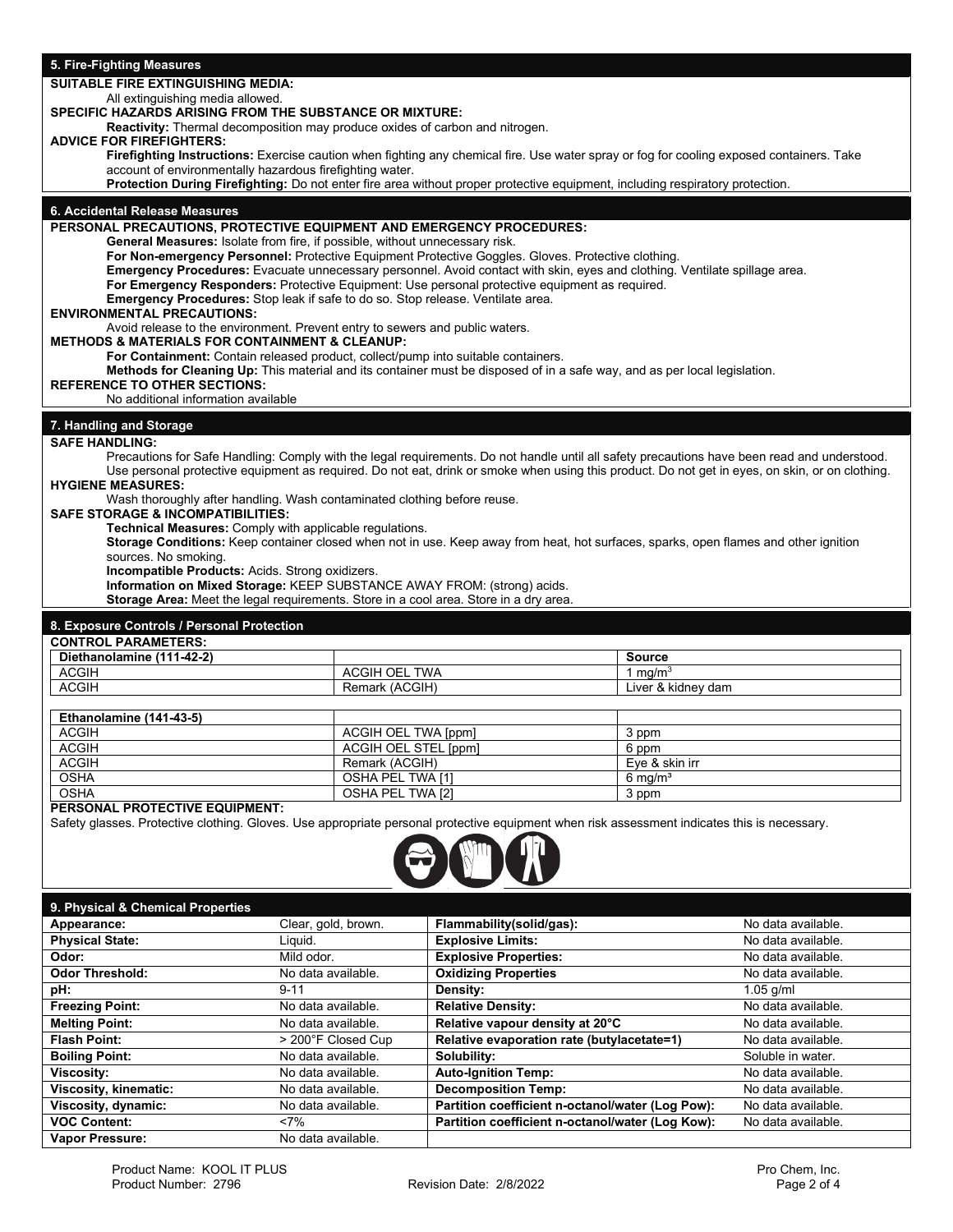## 5. Fire-Fighting Measures

**SUITABLE FIRE EXTINGUISHING MEDIA:**

All extinguishing media allowed.

**SPECIFIC HAZARDS ARISING FROM THE SUBSTANCE OR MIXTURE:**

**Reactivity:** Thermal decomposition may produce oxides of carbon and nitrogen.

**ADVICE FOR FIREFIGHTERS:**

**Firefighting Instructions:** Exercise caution when fighting any chemical fire. Use water spray or fog for cooling exposed containers. Take account of environmentally hazardous firefighting water.

**Protection During Firefighting:** Do not enter fire area without proper protective equipment, including respiratory protection.

## 6. Accidental Release Measures

**PERSONAL PRECAUTIONS, PROTECTIVE EQUIPMENT AND EMERGENCY PROCEDURES:**

**General Measures:** Isolate from fire, if possible, without unnecessary risk.

**For Non-emergency Personnel:** Protective Equipment Protective Goggles. Gloves. Protective clothing.

**Emergency Procedures:** Evacuate unnecessary personnel. Avoid contact with skin, eyes and clothing. Ventilate spillage area.

**For Emergency Responders:** Protective Equipment: Use personal protective equipment as required.

**Emergency Procedures:** Stop leak if safe to do so. Stop release. Ventilate area.

**ENVIRONMENTAL PRECAUTIONS:**

Avoid release to the environment. Prevent entry to sewers and public waters.

**METHODS & MATERIALS FOR CONTAINMENT & CLEANUP:**

**For Containment:** Contain released product, collect/pump into suitable containers.

**Methods for Cleaning Up:** This material and its container must be disposed of in a safe way, and as per local legislation.

**REFERENCE TO OTHER SECTIONS:**

No additional information available

## 7. Handling and Storage

**SAFE HANDLING:**

Precautions for Safe Handling: Comply with the legal requirements. Do not handle until all safety precautions have been read and understood. Use personal protective equipment as required. Do not eat, drink or smoke when using this product. Do not get in eyes, on skin, or on clothing.

**HYGIENE MEASURES:**

Wash thoroughly after handling. Wash contaminated clothing before reuse.

**SAFE STORAGE & INCOMPATIBILITIES:**

**Technical Measures:** Comply with applicable regulations.

**Storage Conditions:** Keep container closed when not in use. Keep away from heat, hot surfaces, sparks, open flames and other ignition sources. No smoking.

**Incompatible Products:** Acids. Strong oxidizers.

**Information on Mixed Storage:** KEEP SUBSTANCE AWAY FROM: (strong) acids.

**Storage Area:** Meet the legal requirements. Store in a cool area. Store in a dry area.

## 8. Exposure Controls / Personal Protection

**CONTROL PARAMETERS:**

| Diethanolamine (111-42-2) | | Source |
|---|---|---|
| ACGIH | ACGIH OEL TWA | 1 mg/m$^3$ |
| ACGIH | Remark (ACGIH) | Liver & kidney dam |

| Ethanolamine (141-43-5) | | |
|---|---|---|
| ACGIH | ACGIH OEL TWA [ppm] | 3 ppm |
| ACGIH | ACGIH OEL STEL [ppm] | 6 ppm |
| ACGIH | Remark (ACGIH) | Eye & skin irr |
| OSHA | OSHA PEL TWA [1] | 6 mg/m$^3$ |
| OSHA | OSHA PEL TWA [2] | 3 ppm |

**PERSONAL PROTECTIVE EQUIPMENT:**

Safety glasses. Protective clothing. Gloves. Use appropriate personal protective equipment when risk assessment indicates this is necessary.

## 9. Physical & Chemical Properties

| Property | Value | Property | Value |
|---|---|---|---|
| **Appearance:** | Clear, gold, brown. | **Flammability(solid/gas):** | No data available. |
| **Physical State:** | Liquid. | **Explosive Limits:** | No data available. |
| **Odor:** | Mild odor. | **Explosive Properties:** | No data available. |
| **Odor Threshold:** | No data available. | **Oxidizing Properties** | No data available. |
| **pH:** | 9-11 | **Density:** | 1.05 g/ml |
| **Freezing Point:** | No data available. | **Relative Density:** | No data available. |
| **Melting Point:** | No data available. | **Relative vapour density at 20°C** | No data available. |
| **Flash Point:** | > 200°F Closed Cup | **Relative evaporation rate (butylacetate=1)** | No data available. |
| **Boiling Point:** | No data available. | **Solubility:** | Soluble in water. |
| **Viscosity:** | No data available. | **Auto-Ignition Temp:** | No data available. |
| **Viscosity, kinematic:** | No data available. | **Decomposition Temp:** | No data available. |
| **Viscosity, dynamic:** | No data available. | **Partition coefficient n-octanol/water (Log Pow):** | No data available. |
| **VOC Content:** | <7% | **Partition coefficient n-octanol/water (Log Kow):** | No data available. |
| **Vapor Pressure:** | No data available. | | |

Product Name: KOOL IT PLUS
Product Number: 2796
Revision Date: 2/8/2022
Pro Chem, Inc.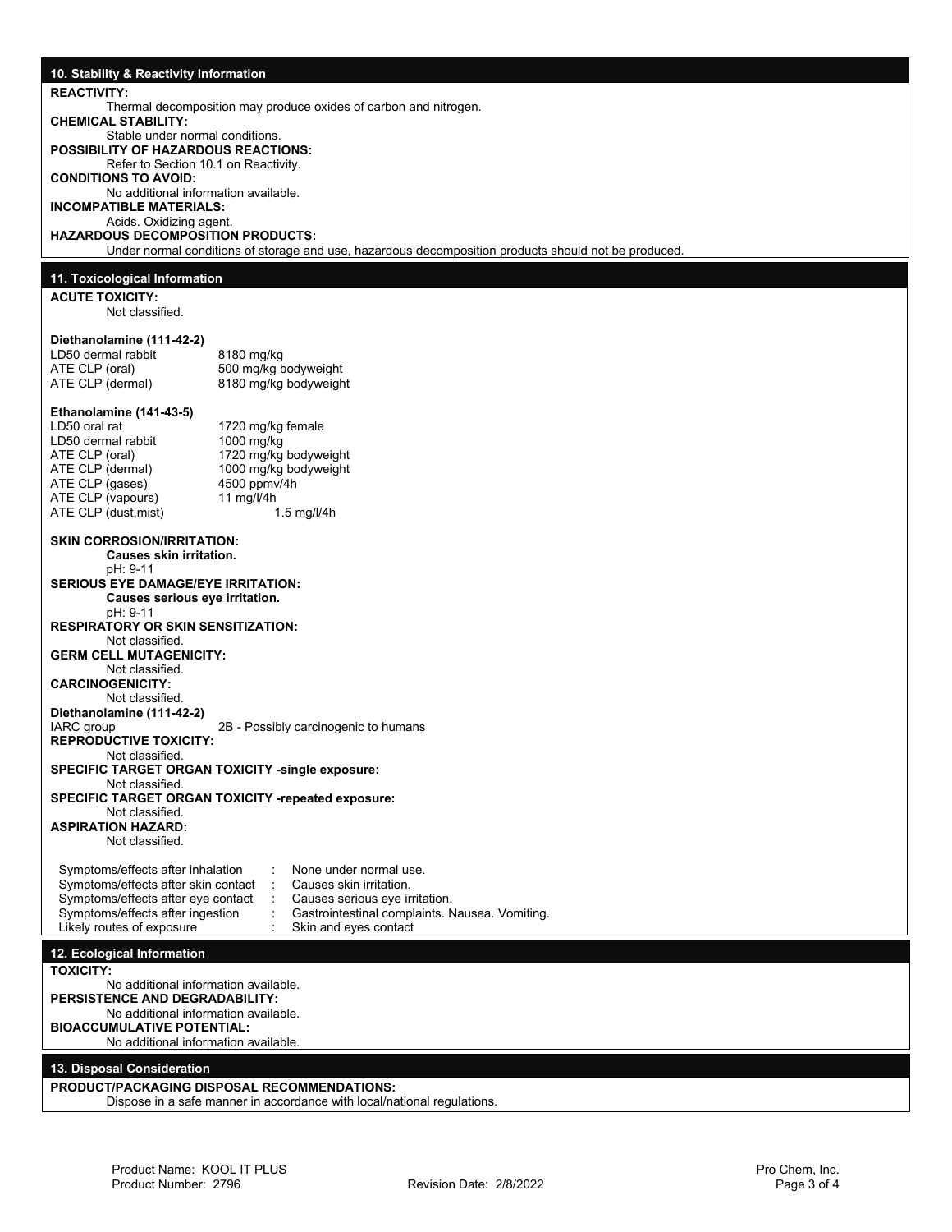## 10. Stability & Reactivity Information

**REACTIVITY:**
Thermal decomposition may produce oxides of carbon and nitrogen.

**CHEMICAL STABILITY:**
Stable under normal conditions.

**POSSIBILITY OF HAZARDOUS REACTIONS:**
Refer to Section 10.1 on Reactivity.

**CONDITIONS TO AVOID:**
No additional information available.

**INCOMPATIBLE MATERIALS:**
Acids. Oxidizing agent.

**HAZARDOUS DECOMPOSITION PRODUCTS:**
Under normal conditions of storage and use, hazardous decomposition products should not be produced.

## 11. Toxicological Information

**ACUTE TOXICITY:**
Not classified.

**Diethanolamine (111-42-2)**

| | |
|---|---|
| LD50 dermal rabbit | 8180 mg/kg |
| ATE CLP (oral) | 500 mg/kg bodyweight |
| ATE CLP (dermal) | 8180 mg/kg bodyweight |

**Ethanolamine (141-43-5)**

| | |
|---|---|
| LD50 oral rat | 1720 mg/kg female |
| LD50 dermal rabbit | 1000 mg/kg |
| ATE CLP (oral) | 1720 mg/kg bodyweight |
| ATE CLP (dermal) | 1000 mg/kg bodyweight |
| ATE CLP (gases) | 4500 ppmv/4h |
| ATE CLP (vapours) | 11 mg/l/4h |
| ATE CLP (dust,mist) | 1.5 mg/l/4h |

**SKIN CORROSION/IRRITATION:**
**Causes skin irritation.**
pH: 9-11

**SERIOUS EYE DAMAGE/EYE IRRITATION:**
**Causes serious eye irritation.**
pH: 9-11

**RESPIRATORY OR SKIN SENSITIZATION:**
Not classified.

**GERM CELL MUTAGENICITY:**
Not classified.

**CARCINOGENICITY:**
Not classified.

**Diethanolamine (111-42-2)**
IARC group 2B - Possibly carcinogenic to humans

**REPRODUCTIVE TOXICITY:**
Not classified.

**SPECIFIC TARGET ORGAN TOXICITY -single exposure:**
Not classified.

**SPECIFIC TARGET ORGAN TOXICITY -repeated exposure:**
Not classified.

**ASPIRATION HAZARD:**
Not classified.

| | | |
|---|---|---|
| Symptoms/effects after inhalation | : | None under normal use. |
| Symptoms/effects after skin contact | : | Causes skin irritation. |
| Symptoms/effects after eye contact | : | Causes serious eye irritation. |
| Symptoms/effects after ingestion | : | Gastrointestinal complaints. Nausea. Vomiting. |
| Likely routes of exposure | : | Skin and eyes contact |

## 12. Ecological Information

**TOXICITY:**
No additional information available.

**PERSISTENCE AND DEGRADABILITY:**
No additional information available.

**BIOACCUMULATIVE POTENTIAL:**
No additional information available.

## 13. Disposal Consideration

**PRODUCT/PACKAGING DISPOSAL RECOMMENDATIONS:**
Dispose in a safe manner in accordance with local/national regulations.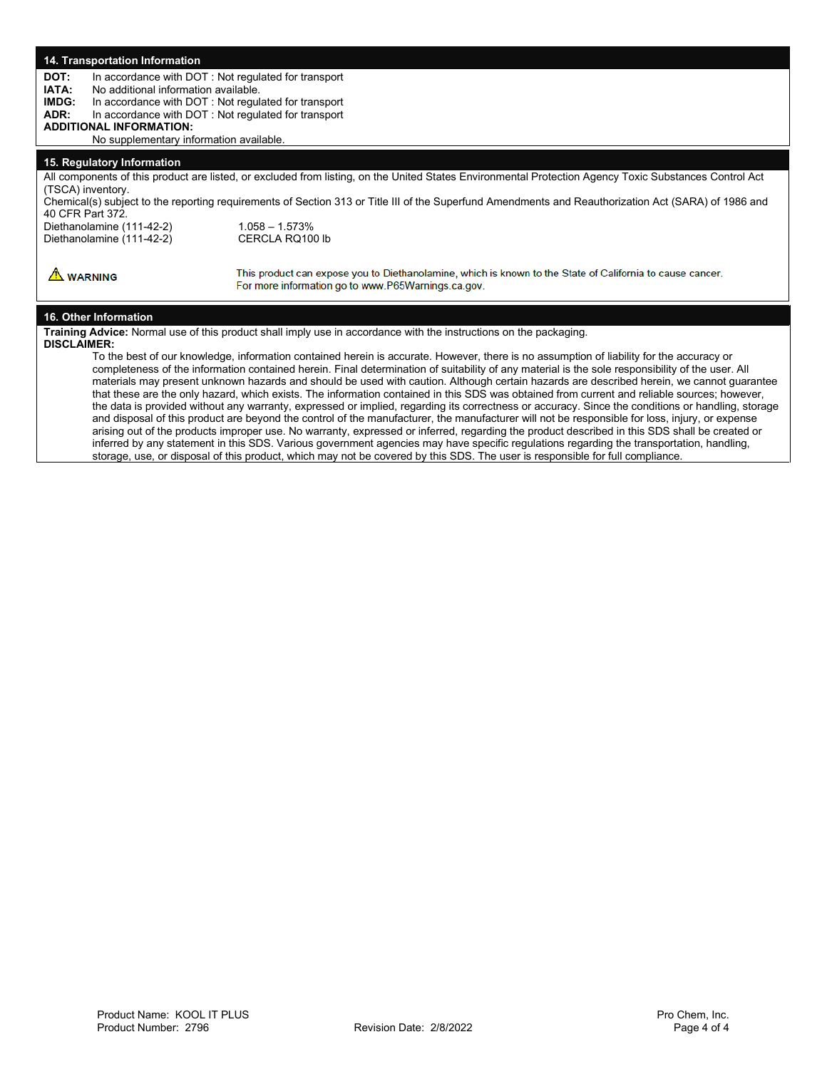## 14. Transportation Information

**DOT:** In accordance with DOT : Not regulated for transport
**IATA:** No additional information available.
**IMDG:** In accordance with DOT : Not regulated for transport
**ADR:** In accordance with DOT : Not regulated for transport
**ADDITIONAL INFORMATION:**
No supplementary information available.

## 15. Regulatory Information

All components of this product are listed, or excluded from listing, on the United States Environmental Protection Agency Toxic Substances Control Act (TSCA) inventory.
Chemical(s) subject to the reporting requirements of Section 313 or Title III of the Superfund Amendments and Reauthorization Act (SARA) of 1986 and 40 CFR Part 372.

| | |
|---|---|
| Diethanolamine (111-42-2) | 1.058 – 1.573% |
| Diethanolamine (111-42-2) | CERCLA RQ100 lb |

⚠ **WARNING** This product can expose you to Diethanolamine, which is known to the State of California to cause cancer. For more information go to www.P65Warnings.ca.gov.

## 16. Other Information

**Training Advice:** Normal use of this product shall imply use in accordance with the instructions on the packaging.
**DISCLAIMER:**
To the best of our knowledge, information contained herein is accurate. However, there is no assumption of liability for the accuracy or completeness of the information contained herein. Final determination of suitability of any material is the sole responsibility of the user. All materials may present unknown hazards and should be used with caution. Although certain hazards are described herein, we cannot guarantee that these are the only hazard, which exists. The information contained in this SDS was obtained from current and reliable sources; however, the data is provided without any warranty, expressed or implied, regarding its correctness or accuracy. Since the conditions or handling, storage and disposal of this product are beyond the control of the manufacturer, the manufacturer will not be responsible for loss, injury, or expense arising out of the products improper use. No warranty, expressed or inferred, regarding the product described in this SDS shall be created or inferred by any statement in this SDS. Various government agencies may have specific regulations regarding the transportation, handling, storage, use, or disposal of this product, which may not be covered by this SDS. The user is responsible for full compliance.